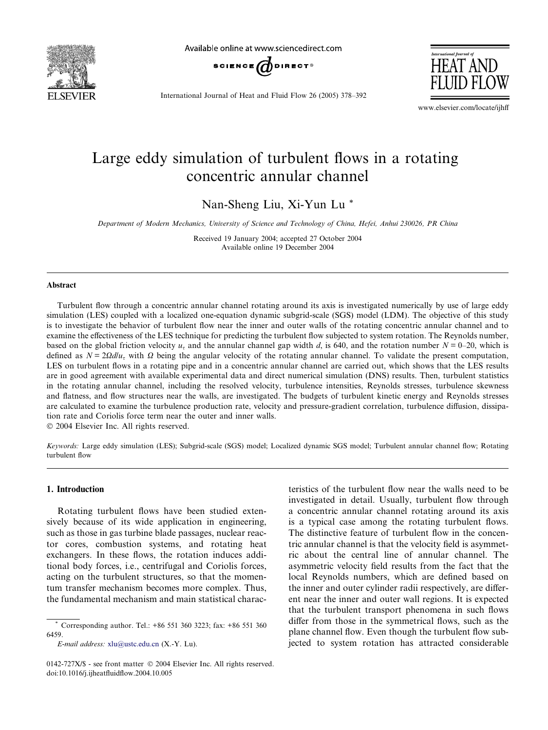# Large eddy simulation of turbulent flows in a rotating concentric annular channel

Nan-Sheng Liu, Xi-Yun Lu *

*Department of Modern Mechanics, University of Science and Technology of China, Hefei, Anhui 230026, PR China*

Received 19 January 2004; accepted 27 October 2004
Available online 19 December 2004

## Abstract

Turbulent flow through a concentric annular channel rotating around its axis is investigated numerically by use of large eddy simulation (LES) coupled with a localized one-equation dynamic subgrid-scale (SGS) model (LDM). The objective of this study is to investigate the behavior of turbulent flow near the inner and outer walls of the rotating concentric annular channel and to examine the effectiveness of the LES technique for predicting the turbulent flow subjected to system rotation. The Reynolds number, based on the global friction velocity $u_\tau$ and the annular channel gap width $d$, is 640, and the rotation number $N = 0$–$20$, which is defined as $N = 2\Omega d/u_\tau$ with $\Omega$ being the angular velocity of the rotating annular channel. To validate the present computation, LES on turbulent flows in a rotating pipe and in a concentric annular channel are carried out, which shows that the LES results are in good agreement with available experimental data and direct numerical simulation (DNS) results. Then, turbulent statistics in the rotating annular channel, including the resolved velocity, turbulence intensities, Reynolds stresses, turbulence skewness and flatness, and flow structures near the walls, are investigated. The budgets of turbulent kinetic energy and Reynolds stresses are calculated to examine the turbulence production rate, velocity and pressure-gradient correlation, turbulence diffusion, dissipation rate and Coriolis force term near the outer and inner walls.

© 2004 Elsevier Inc. All rights reserved.

*Keywords:* Large eddy simulation (LES); Subgrid-scale (SGS) model; Localized dynamic SGS model; Turbulent annular channel flow; Rotating turbulent flow

## 1. Introduction

Rotating turbulent flows have been studied extensively because of its wide application in engineering, such as those in gas turbine blade passages, nuclear reactor cores, combustion systems, and rotating heat exchangers. In these flows, the rotation induces additional body forces, i.e., centrifugal and Coriolis forces, acting on the turbulent structures, so that the momentum transfer mechanism becomes more complex. Thus, the fundamental mechanism and main statistical characteristics of the turbulent flow near the walls need to be investigated in detail. Usually, turbulent flow through a concentric annular channel rotating around its axis is a typical case among the rotating turbulent flows. The distinctive feature of turbulent flow in the concentric annular channel is that the velocity field is asymmetric about the central line of annular channel. The asymmetric velocity field results from the fact that the local Reynolds numbers, which are defined based on the inner and outer cylinder radii respectively, are different near the inner and outer wall regions. It is expected that the turbulent transport phenomena in such flows differ from those in the symmetrical flows, such as the plane channel flow. Even though the turbulent flow subjected to system rotation has attracted considerable

* Corresponding author. Tel.: +86 551 360 3223; fax: +86 551 360 6459. *E-mail address:* xlu@ustc.edu.cn (X.-Y. Lu).

0142-727X/$ - see front matter © 2004 Elsevier Inc. All rights reserved.
doi:10.1016/j.ijheatfluidflow.2004.10.005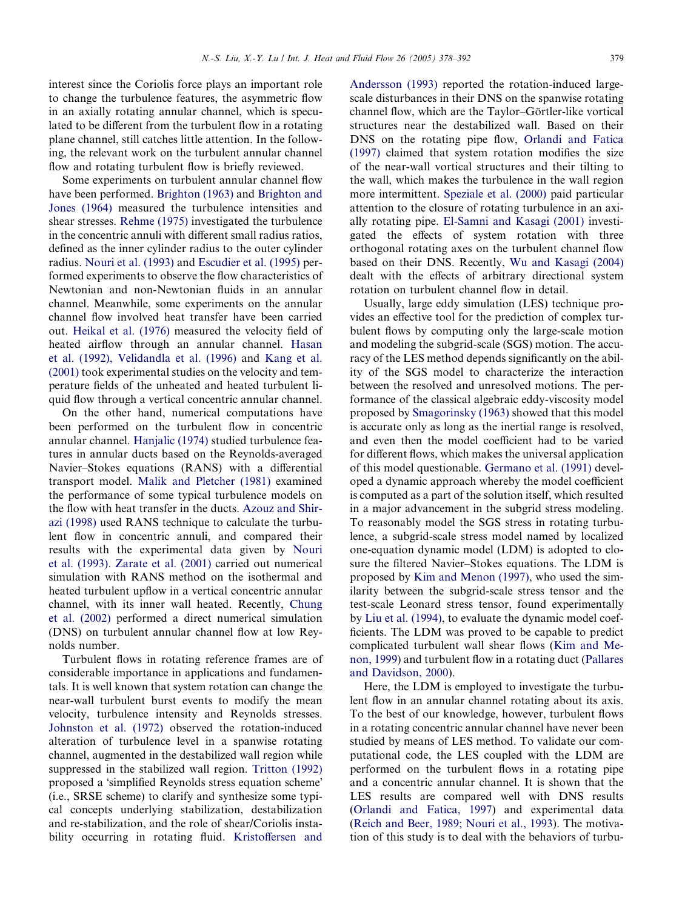interest since the Coriolis force plays an important role to change the turbulence features, the asymmetric flow in an axially rotating annular channel, which is speculated to be different from the turbulent flow in a rotating plane channel, still catches little attention. In the following, the relevant work on the turbulent annular channel flow and rotating turbulent flow is briefly reviewed.

Some experiments on turbulent annular channel flow have been performed. Brighton (1963) and Brighton and Jones (1964) measured the turbulence intensities and shear stresses. Rehme (1975) investigated the turbulence in the concentric annuli with different small radius ratios, defined as the inner cylinder radius to the outer cylinder radius. Nouri et al. (1993) and Escudier et al. (1995) performed experiments to observe the flow characteristics of Newtonian and non-Newtonian fluids in an annular channel. Meanwhile, some experiments on the annular channel flow involved heat transfer have been carried out. Heikal et al. (1976) measured the velocity field of heated airflow through an annular channel. Hasan et al. (1992), Velidandla et al. (1996) and Kang et al. (2001) took experimental studies on the velocity and temperature fields of the unheated and heated turbulent liquid flow through a vertical concentric annular channel.

On the other hand, numerical computations have been performed on the turbulent flow in concentric annular channel. Hanjalic (1974) studied turbulence features in annular ducts based on the Reynolds-averaged Navier–Stokes equations (RANS) with a differential transport model. Malik and Pletcher (1981) examined the performance of some typical turbulence models on the flow with heat transfer in the ducts. Azouz and Shirazi (1998) used RANS technique to calculate the turbulent flow in concentric annuli, and compared their results with the experimental data given by Nouri et al. (1993). Zarate et al. (2001) carried out numerical simulation with RANS method on the isothermal and heated turbulent upflow in a vertical concentric annular channel, with its inner wall heated. Recently, Chung et al. (2002) performed a direct numerical simulation (DNS) on turbulent annular channel flow at low Reynolds number.

Turbulent flows in rotating reference frames are of considerable importance in applications and fundamentals. It is well known that system rotation can change the near-wall turbulent burst events to modify the mean velocity, turbulence intensity and Reynolds stresses. Johnston et al. (1972) observed the rotation-induced alteration of turbulence level in a spanwise rotating channel, augmented in the destabilized wall region while suppressed in the stabilized wall region. Tritton (1992) proposed a 'simplified Reynolds stress equation scheme' (i.e., SRSE scheme) to clarify and synthesize some typical concepts underlying stabilization, destabilization and re-stabilization, and the role of shear/Coriolis instability occurring in rotating fluid. Kristoffersen and Andersson (1993) reported the rotation-induced large-scale disturbances in their DNS on the spanwise rotating channel flow, which are the Taylor–Görtler-like vortical structures near the destabilized wall. Based on their DNS on the rotating pipe flow, Orlandi and Fatica (1997) claimed that system rotation modifies the size of the near-wall vortical structures and their tilting to the wall, which makes the turbulence in the wall region more intermittent. Speziale et al. (2000) paid particular attention to the closure of rotating turbulence in an axially rotating pipe. El-Samni and Kasagi (2001) investigated the effects of system rotation with three orthogonal rotating axes on the turbulent channel flow based on their DNS. Recently, Wu and Kasagi (2004) dealt with the effects of arbitrary directional system rotation on turbulent channel flow in detail.

Usually, large eddy simulation (LES) technique provides an effective tool for the prediction of complex turbulent flows by computing only the large-scale motion and modeling the subgrid-scale (SGS) motion. The accuracy of the LES method depends significantly on the ability of the SGS model to characterize the interaction between the resolved and unresolved motions. The performance of the classical algebraic eddy-viscosity model proposed by Smagorinsky (1963) showed that this model is accurate only as long as the inertial range is resolved, and even then the model coefficient had to be varied for different flows, which makes the universal application of this model questionable. Germano et al. (1991) developed a dynamic approach whereby the model coefficient is computed as a part of the solution itself, which resulted in a major advancement in the subgrid stress modeling. To reasonably model the SGS stress in rotating turbulence, a subgrid-scale stress model named by localized one-equation dynamic model (LDM) is adopted to closure the filtered Navier–Stokes equations. The LDM is proposed by Kim and Menon (1997), who used the similarity between the subgrid-scale stress tensor and the test-scale Leonard stress tensor, found experimentally by Liu et al. (1994), to evaluate the dynamic model coefficients. The LDM was proved to be capable to predict complicated turbulent wall shear flows (Kim and Menon, 1999) and turbulent flow in a rotating duct (Pallares and Davidson, 2000).

Here, the LDM is employed to investigate the turbulent flow in an annular channel rotating about its axis. To the best of our knowledge, however, turbulent flows in a rotating concentric annular channel have never been studied by means of LES method. To validate our computational code, the LES coupled with the LDM are performed on the turbulent flows in a rotating pipe and a concentric annular channel. It is shown that the LES results are compared well with DNS results (Orlandi and Fatica, 1997) and experimental data (Reich and Beer, 1989; Nouri et al., 1993). The motivation of this study is to deal with the behaviors of turbu-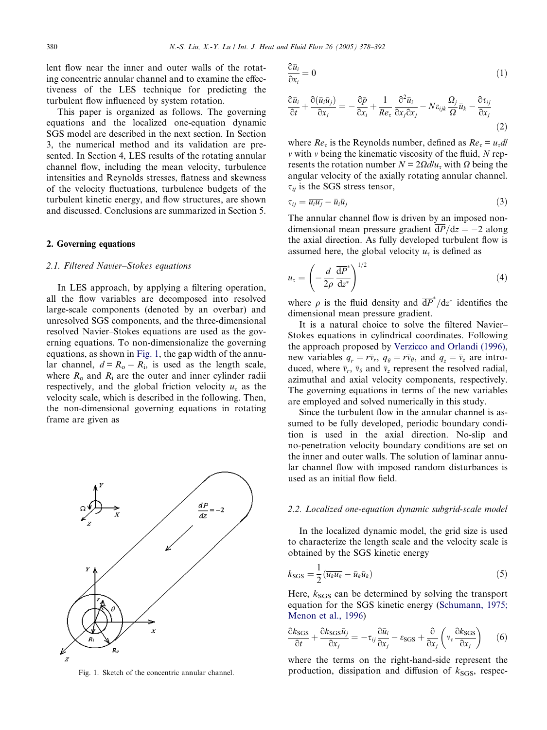lent flow near the inner and outer walls of the rotating concentric annular channel and to examine the effectiveness of the LES technique for predicting the turbulent flow influenced by system rotation.

This paper is organized as follows. The governing equations and the localized one-equation dynamic SGS model are described in the next section. In Section 3, the numerical method and its validation are presented. In Section 4, LES results of the rotating annular channel flow, including the mean velocity, turbulence intensities and Reynolds stresses, flatness and skewness of the velocity fluctuations, turbulence budgets of the turbulent kinetic energy, and flow structures, are shown and discussed. Conclusions are summarized in Section 5.

## 2. Governing equations

### 2.1. Filtered Navier–Stokes equations

In LES approach, by applying a filtering operation, all the flow variables are decomposed into resolved large-scale components (denoted by an overbar) and unresolved SGS components, and the three-dimensional resolved Navier–Stokes equations are used as the governing equations. To non-dimensionalize the governing equations, as shown in Fig. 1, the gap width of the annular channel, $d = R_o - R_i$, is used as the length scale, where $R_o$ and $R_i$ are the outer and inner cylinder radii respectively, and the global friction velocity $u_\tau$ as the velocity scale, which is described in the following. Then, the non-dimensional governing equations in rotating frame are given as

Fig. 1. Sketch of the concentric annular channel.

$$\frac{\partial \bar{u}_i}{\partial x_i} = 0 \tag{1}$$

$$\frac{\partial \bar{u}_i}{\partial t} + \frac{\partial (\bar{u}_i \bar{u}_j)}{\partial x_j} = -\frac{\partial \bar{p}}{\partial x_i} + \frac{1}{Re_\tau}\frac{\partial^2 \bar{u}_i}{\partial x_j \partial x_j} - N\varepsilon_{ijk}\frac{\Omega_j}{\Omega}\bar{u}_k - \frac{\partial \tau_{ij}}{\partial x_j} \tag{2}$$

where $Re_\tau$ is the Reynolds number, defined as $Re_\tau = u_\tau d/v$ with $v$ being the kinematic viscosity of the fluid, $N$ represents the rotation number $N = 2\Omega d/u_\tau$ with $\Omega$ being the angular velocity of the axially rotating annular channel. $\tau_{ij}$ is the SGS stress tensor,

$$\tau_{ij} = \overline{u_i u_j} - \bar{u}_i \bar{u}_j \tag{3}$$

The annular channel flow is driven by an imposed non-dimensional mean pressure gradient $\overline{\mathrm{d}P}/\mathrm{d}z = -2$ along the axial direction. As fully developed turbulent flow is assumed here, the global velocity $u_\tau$ is defined as

$$u_\tau = \left(-\frac{d}{2\rho}\frac{\overline{\mathrm{d}P}^*}{\mathrm{d}z^*}\right)^{1/2} \tag{4}$$

where $\rho$ is the fluid density and $\overline{\mathrm{d}P}^*/\mathrm{d}z^*$ identifies the dimensional mean pressure gradient.

It is a natural choice to solve the filtered Navier–Stokes equations in cylindrical coordinates. Following the approach proposed by Verzicco and Orlandi (1996), new variables $q_r = r\bar{v}_r$, $q_\theta = r\bar{v}_\theta$, and $q_z = \bar{v}_z$ are introduced, where $\bar{v}_r$, $\bar{v}_\theta$ and $\bar{v}_z$ represent the resolved radial, azimuthal and axial velocity components, respectively. The governing equations in terms of the new variables are employed and solved numerically in this study.

Since the turbulent flow in the annular channel is assumed to be fully developed, periodic boundary condition is used in the axial direction. No-slip and no-penetration velocity boundary conditions are set on the inner and outer walls. The solution of laminar annular channel flow with imposed random disturbances is used as an initial flow field.

### 2.2. Localized one-equation dynamic subgrid-scale model

In the localized dynamic model, the grid size is used to characterize the length scale and the velocity scale is obtained by the SGS kinetic energy

$$k_{\mathrm{SGS}} = \frac{1}{2}(\overline{u_k u_k} - \bar{u}_k \bar{u}_k) \tag{5}$$

Here, $k_{\mathrm{SGS}}$ can be determined by solving the transport equation for the SGS kinetic energy (Schumann, 1975; Menon et al., 1996)

$$\frac{\partial k_{\mathrm{SGS}}}{\partial t} + \frac{\partial k_{\mathrm{SGS}}\bar{u}_j}{\partial x_j} = -\tau_{ij}\frac{\partial \bar{u}_i}{\partial x_j} - \varepsilon_{\mathrm{SGS}} + \frac{\partial}{\partial x_j}\left(v_\tau \frac{\partial k_{\mathrm{SGS}}}{\partial x_j}\right) \tag{6}$$

where the terms on the right-hand-side represent the production, dissipation and diffusion of $k_{\mathrm{SGS}}$, respec-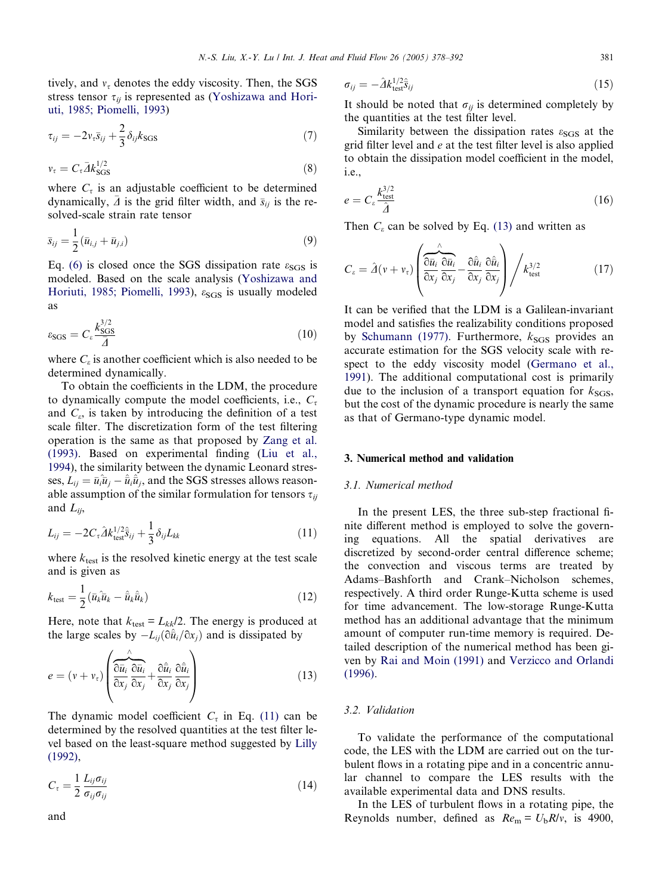tively, and $\nu_\tau$ denotes the eddy viscosity. Then, the SGS stress tensor $\tau_{ij}$ is represented as (Yoshizawa and Horiuti, 1985; Piomelli, 1993)

$$\tau_{ij} = -2\nu_\tau \bar{s}_{ij} + \frac{2}{3}\delta_{ij}k_{\rm SGS} \tag{7}$$

$$\nu_\tau = C_\tau \bar{\Delta} k_{\rm SGS}^{1/2} \tag{8}$$

where $C_\tau$ is an adjustable coefficient to be determined dynamically, $\bar{\Delta}$ is the grid filter width, and $\bar{s}_{ij}$ is the resolved-scale strain rate tensor

$$\bar{s}_{ij} = \frac{1}{2}(\bar{u}_{i,j} + \bar{u}_{j,i}) \tag{9}$$

Eq. (6) is closed once the SGS dissipation rate $\varepsilon_{\rm SGS}$ is modeled. Based on the scale analysis (Yoshizawa and Horiuti, 1985; Piomelli, 1993), $\varepsilon_{\rm SGS}$ is usually modeled as

$$\varepsilon_{\rm SGS} = C_\varepsilon \frac{k_{\rm SGS}^{3/2}}{\bar{\Delta}} \tag{10}$$

where $C_\varepsilon$ is another coefficient which is also needed to be determined dynamically.

To obtain the coefficients in the LDM, the procedure to dynamically compute the model coefficients, i.e., $C_\tau$ and $C_\varepsilon$, is taken by introducing the definition of a test scale filter. The discretization form of the test filtering operation is the same as that proposed by Zang et al. (1993). Based on experimental finding (Liu et al., 1994), the similarity between the dynamic Leonard stresses, $L_{ij} = \widehat{\bar{u}_i\bar{u}_j} - \hat{\bar{u}}_i\hat{\bar{u}}_j$, and the SGS stresses allows reasonable assumption of the similar formulation for tensors $\tau_{ij}$ and $L_{ij}$,

$$L_{ij} = -2C_\tau \hat{\Delta} k_{\rm test}^{1/2}\hat{\bar{s}}_{ij} + \frac{1}{3}\delta_{ij}L_{kk} \tag{11}$$

where $k_{\rm test}$ is the resolved kinetic energy at the test scale and is given as

$$k_{\rm test} = \frac{1}{2}(\widehat{\bar{u}_k\bar{u}_k} - \hat{\bar{u}}_k\hat{\bar{u}}_k) \tag{12}$$

Here, note that $k_{\rm test} = L_{kk}/2$. The energy is produced at the large scales by $-L_{ij}(\partial\hat{\bar{u}}_i/\partial x_j)$ and is dissipated by

$$e = (\nu + \nu_\tau)\left(\widehat{\frac{\partial\bar{u}_i}{\partial x_j}\frac{\partial\bar{u}_i}{\partial x_j}} + \frac{\partial\hat{\bar{u}}_i}{\partial x_j}\frac{\partial\hat{\bar{u}}_i}{\partial x_j}\right) \tag{13}$$

The dynamic model coefficient $C_\tau$ in Eq. (11) can be determined by the resolved quantities at the test filter level based on the least-square method suggested by Lilly (1992),

$$C_\tau = \frac{1}{2}\frac{L_{ij}\sigma_{ij}}{\sigma_{ij}\sigma_{ij}} \tag{14}$$

and

$$\sigma_{ij} = -\hat{\Delta} k_{\rm test}^{1/2}\hat{\bar{s}}_{ij} \tag{15}$$

It should be noted that $\sigma_{ij}$ is determined completely by the quantities at the test filter level.

Similarity between the dissipation rates $\varepsilon_{\rm SGS}$ at the grid filter level and $e$ at the test filter level is also applied to obtain the dissipation model coefficient in the model, i.e.,

$$e = C_\varepsilon \frac{k_{\rm test}^{3/2}}{\hat{\Delta}} \tag{16}$$

Then $C_\varepsilon$ can be solved by Eq. (13) and written as

$$C_\varepsilon = \hat{\Delta}(\nu + \nu_\tau)\left(\widehat{\frac{\partial\bar{u}_i}{\partial x_j}\frac{\partial\bar{u}_i}{\partial x_j}} - \frac{\partial\hat{\bar{u}}_i}{\partial x_j}\frac{\partial\hat{\bar{u}}_i}{\partial x_j}\right)\Bigg/ k_{\rm test}^{3/2} \tag{17}$$

It can be verified that the LDM is a Galilean-invariant model and satisfies the realizability conditions proposed by Schumann (1977). Furthermore, $k_{\rm SGS}$ provides an accurate estimation for the SGS velocity scale with respect to the eddy viscosity model (Germano et al., 1991). The additional computational cost is primarily due to the inclusion of a transport equation for $k_{\rm SGS}$, but the cost of the dynamic procedure is nearly the same as that of Germano-type dynamic model.

## 3. Numerical method and validation

### 3.1. Numerical method

In the present LES, the three sub-step fractional finite different method is employed to solve the governing equations. All the spatial derivatives are discretized by second-order central difference scheme; the convection and viscous terms are treated by Adams–Bashforth and Crank–Nicholson schemes, respectively. A third order Runge-Kutta scheme is used for time advancement. The low-storage Runge-Kutta method has an additional advantage that the minimum amount of computer run-time memory is required. Detailed description of the numerical method has been given by Rai and Moin (1991) and Verzicco and Orlandi (1996).

### 3.2. Validation

To validate the performance of the computational code, the LES with the LDM are carried out on the turbulent flows in a rotating pipe and in a concentric annular channel to compare the LES results with the available experimental data and DNS results.

In the LES of turbulent flows in a rotating pipe, the Reynolds number, defined as $Re_{\rm m} = U_{\rm b}R/\nu$, is 4900,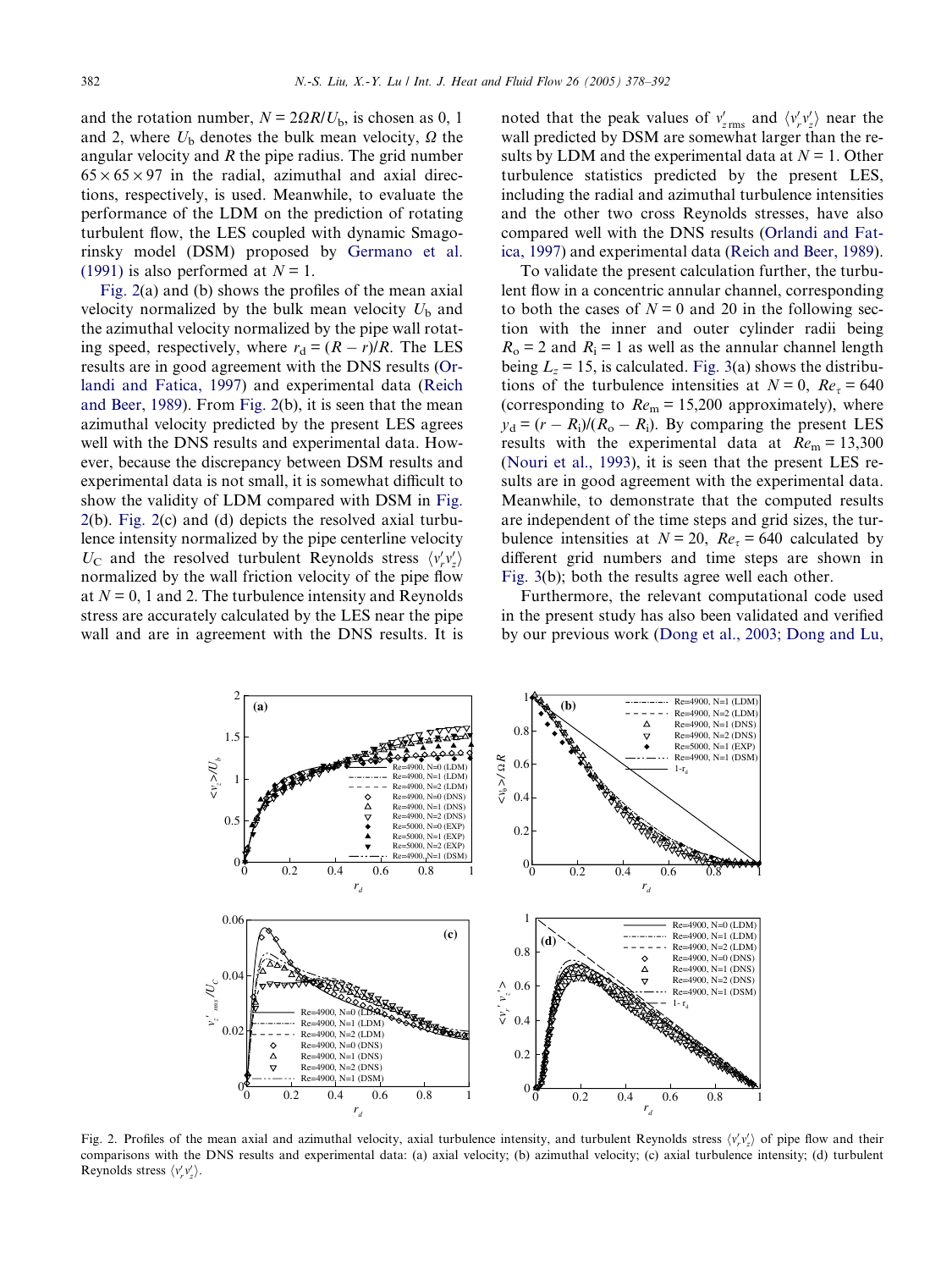and the rotation number, $N = 2\Omega R/U_b$, is chosen as 0, 1 and 2, where $U_b$ denotes the bulk mean velocity, $\Omega$ the angular velocity and $R$ the pipe radius. The grid number $65 \times 65 \times 97$ in the radial, azimuthal and axial directions, respectively, is used. Meanwhile, to evaluate the performance of the LDM on the prediction of rotating turbulent flow, the LES coupled with dynamic Smagorinsky model (DSM) proposed by Germano et al. (1991) is also performed at $N = 1$.

Fig. 2(a) and (b) shows the profiles of the mean axial velocity normalized by the bulk mean velocity $U_b$ and the azimuthal velocity normalized by the pipe wall rotating speed, respectively, where $r_d = (R - r)/R$. The LES results are in good agreement with the DNS results (Orlandi and Fatica, 1997) and experimental data (Reich and Beer, 1989). From Fig. 2(b), it is seen that the mean azimuthal velocity predicted by the present LES agrees well with the DNS results and experimental data. However, because the discrepancy between DSM results and experimental data is not small, it is somewhat difficult to show the validity of LDM compared with DSM in Fig. 2(b). Fig. 2(c) and (d) depicts the resolved axial turbulence intensity normalized by the pipe centerline velocity $U_C$ and the resolved turbulent Reynolds stress $\langle v_r' v_z' \rangle$ normalized by the wall friction velocity of the pipe flow at $N = 0$, 1 and 2. The turbulence intensity and Reynolds stress are accurately calculated by the LES near the pipe wall and are in agreement with the DNS results. It is noted that the peak values of $v'_{z\,\mathrm{rms}}$ and $\langle v_r' v_z' \rangle$ near the wall predicted by DSM are somewhat larger than the results by LDM and the experimental data at $N = 1$. Other turbulence statistics predicted by the present LES, including the radial and azimuthal turbulence intensities and the other two cross Reynolds stresses, have also compared well with the DNS results (Orlandi and Fatica, 1997) and experimental data (Reich and Beer, 1989).

To validate the present calculation further, the turbulent flow in a concentric annular channel, corresponding to both the cases of $N = 0$ and 20 in the following section with the inner and outer cylinder radii being $R_o = 2$ and $R_i = 1$ as well as the annular channel length being $L_z = 15$, is calculated. Fig. 3(a) shows the distributions of the turbulence intensities at $N = 0$, $Re_\tau = 640$ (corresponding to $Re_m = 15{,}200$ approximately), where $y_d = (r - R_i)/(R_o - R_i)$. By comparing the present LES results with the experimental data at $Re_m = 13{,}300$ (Nouri et al., 1993), it is seen that the present LES results are in good agreement with the experimental data. Meanwhile, to demonstrate that the computed results are independent of the time steps and grid sizes, the turbulence intensities at $N = 20$, $Re_\tau = 640$ calculated by different grid numbers and time steps are shown in Fig. 3(b); both the results agree well each other.

Furthermore, the relevant computational code used in the present study has also been validated and verified by our previous work (Dong et al., 2003; Dong and Lu,

Fig. 2. Profiles of the mean axial and azimuthal velocity, axial turbulence intensity, and turbulent Reynolds stress $\langle v_r' v_z' \rangle$ of pipe flow and their comparisons with the DNS results and experimental data: (a) axial velocity; (b) azimuthal velocity; (c) axial turbulence intensity; (d) turbulent Reynolds stress $\langle v_r' v_z' \rangle$.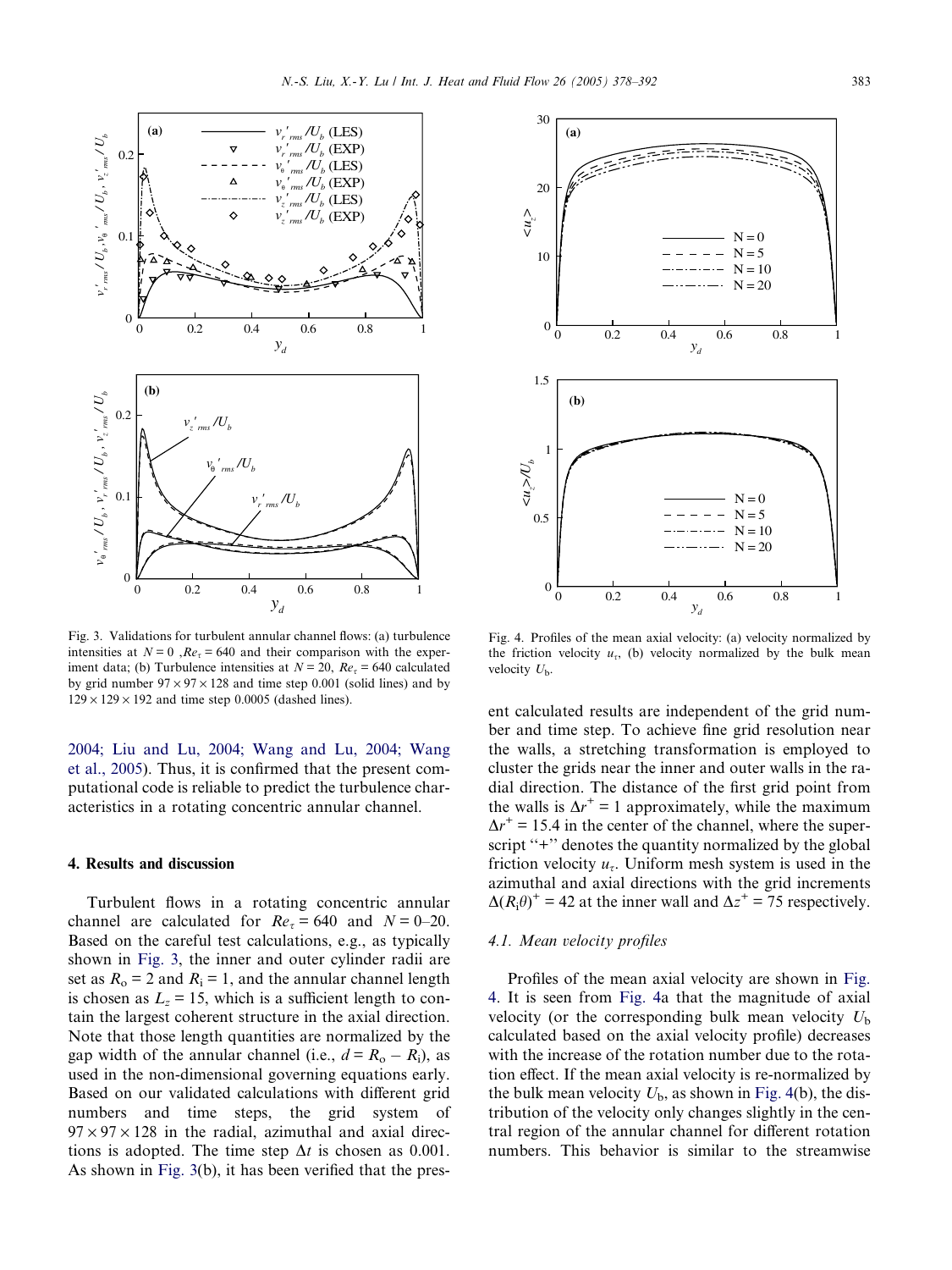Fig. 3. Validations for turbulent annular channel flows: (a) turbulence intensities at $N = 0$ ,$Re_\tau = 640$ and their comparison with the experiment data; (b) Turbulence intensities at $N = 20$, $Re_\tau = 640$ calculated by grid number $97 \times 97 \times 128$ and time step 0.001 (solid lines) and by $129 \times 129 \times 192$ and time step 0.0005 (dashed lines).

Fig. 4. Profiles of the mean axial velocity: (a) velocity normalized by the friction velocity $u_\tau$, (b) velocity normalized by the bulk mean velocity $U_b$.

2004; Liu and Lu, 2004; Wang and Lu, 2004; Wang et al., 2005). Thus, it is confirmed that the present computational code is reliable to predict the turbulence characteristics in a rotating concentric annular channel.

## 4. Results and discussion

Turbulent flows in a rotating concentric annular channel are calculated for $Re_\tau = 640$ and $N = 0$–20. Based on the careful test calculations, e.g., as typically shown in Fig. 3, the inner and outer cylinder radii are set as $R_o = 2$ and $R_i = 1$, and the annular channel length is chosen as $L_z = 15$, which is a sufficient length to contain the largest coherent structure in the axial direction. Note that those length quantities are normalized by the gap width of the annular channel (i.e., $d = R_o - R_i$), as used in the non-dimensional governing equations early. Based on our validated calculations with different grid numbers and time steps, the grid system of $97 \times 97 \times 128$ in the radial, azimuthal and axial directions is adopted. The time step $\Delta t$ is chosen as 0.001. As shown in Fig. 3(b), it has been verified that the present calculated results are independent of the grid number and time step. To achieve fine grid resolution near the walls, a stretching transformation is employed to cluster the grids near the inner and outer walls in the radial direction. The distance of the first grid point from the walls is $\Delta r^+ = 1$ approximately, while the maximum $\Delta r^+ = 15.4$ in the center of the channel, where the superscript "+" denotes the quantity normalized by the global friction velocity $u_\tau$. Uniform mesh system is used in the azimuthal and axial directions with the grid increments $\Delta(R_i\theta)^+ = 42$ at the inner wall and $\Delta z^+ = 75$ respectively.

### 4.1. Mean velocity profiles

Profiles of the mean axial velocity are shown in Fig. 4. It is seen from Fig. 4a that the magnitude of axial velocity (or the corresponding bulk mean velocity $U_b$ calculated based on the axial velocity profile) decreases with the increase of the rotation number due to the rotation effect. If the mean axial velocity is re-normalized by the bulk mean velocity $U_b$, as shown in Fig. 4(b), the distribution of the velocity only changes slightly in the central region of the annular channel for different rotation numbers. This behavior is similar to the streamwise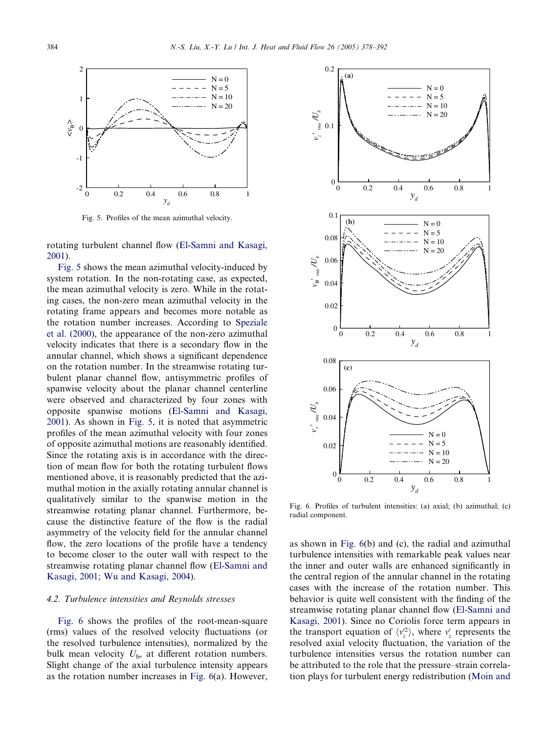Fig. 5. Profiles of the mean azimuthal velocity.

rotating turbulent channel flow (El-Samni and Kasagi, 2001).

Fig. 5 shows the mean azimuthal velocity-induced by system rotation. In the non-rotating case, as expected, the mean azimuthal velocity is zero. While in the rotating cases, the non-zero mean azimuthal velocity in the rotating frame appears and becomes more notable as the rotation number increases. According to Speziale et al. (2000), the appearance of the non-zero azimuthal velocity indicates that there is a secondary flow in the annular channel, which shows a significant dependence on the rotation number. In the streamwise rotating turbulent planar channel flow, antisymmetric profiles of spanwise velocity about the planar channel centerline were observed and characterized by four zones with opposite spanwise motions (El-Samni and Kasagi, 2001). As shown in Fig. 5, it is noted that asymmetric profiles of the mean azimuthal velocity with four zones of opposite azimuthal motions are reasonably identified. Since the rotating axis is in accordance with the direction of mean flow for both the rotating turbulent flows mentioned above, it is reasonably predicted that the azimuthal motion in the axially rotating annular channel is qualitatively similar to the spanwise motion in the streamwise rotating planar channel. Furthermore, because the distinctive feature of the flow is the radial asymmetry of the velocity field for the annular channel flow, the zero locations of the profile have a tendency to become closer to the outer wall with respect to the streamwise rotating planar channel flow (El-Samni and Kasagi, 2001; Wu and Kasagi, 2004).

### 4.2. Turbulence intensities and Reynolds stresses

Fig. 6 shows the profiles of the root-mean-square (rms) values of the resolved velocity fluctuations (or the resolved turbulence intensities), normalized by the bulk mean velocity $U_b$, at different rotation numbers. Slight change of the axial turbulence intensity appears as the rotation number increases in Fig. 6(a). However,

Fig. 6. Profiles of turbulent intensities: (a) axial; (b) azimuthal; (c) radial component.

as shown in Fig. 6(b) and (c), the radial and azimuthal turbulence intensities with remarkable peak values near the inner and outer walls are enhanced significantly in the central region of the annular channel in the rotating cases with the increase of the rotation number. This behavior is quite well consistent with the finding of the streamwise rotating planar channel flow (El-Samni and Kasagi, 2001). Since no Coriolis force term appears in the transport equation of $\langle v_z'^2 \rangle$, where $v_z'$ represents the resolved axial velocity fluctuation, the variation of the turbulence intensities versus the rotation number can be attributed to the role that the pressure–strain correlation plays for turbulent energy redistribution (Moin and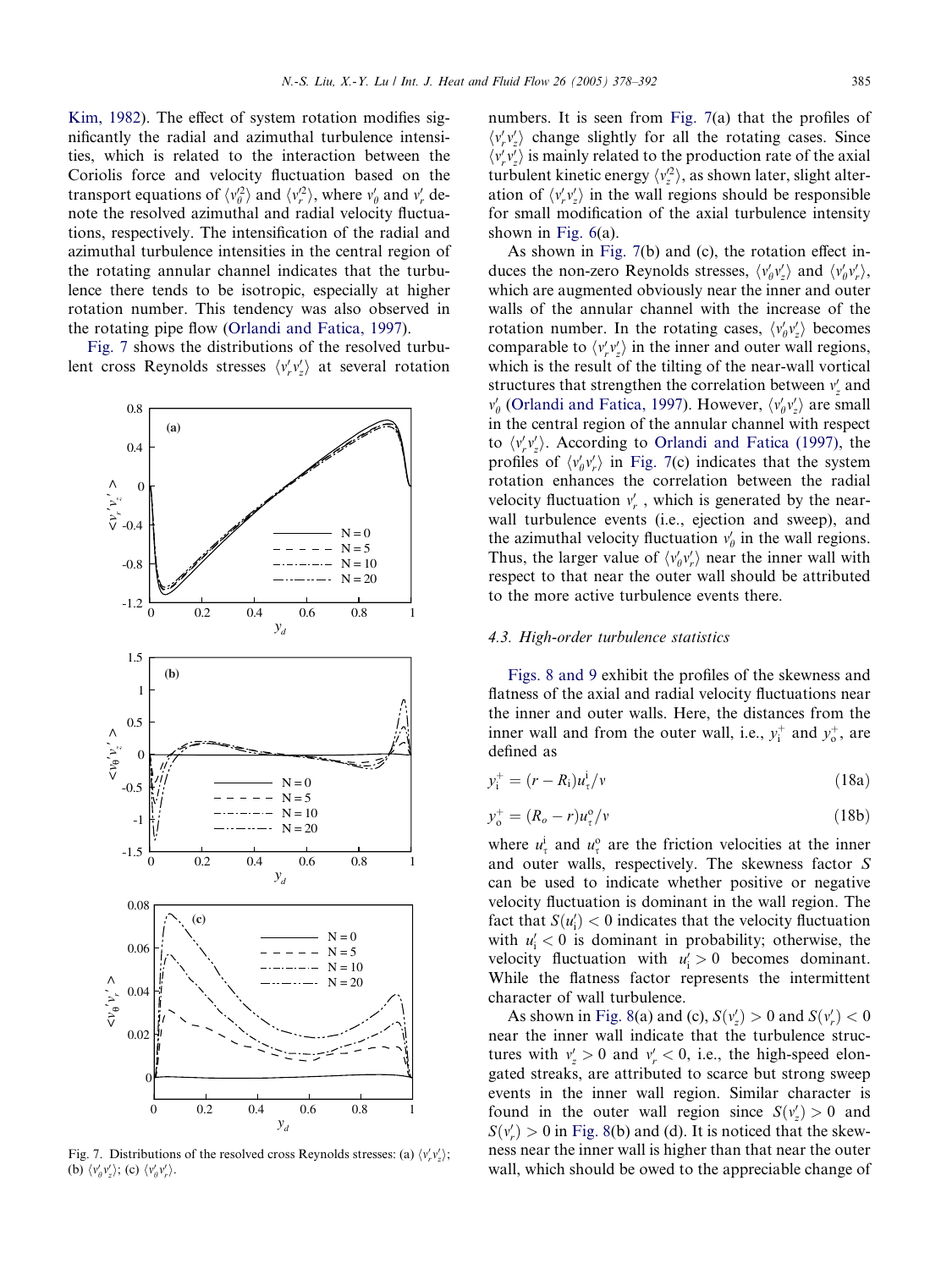Kim, 1982). The effect of system rotation modifies significantly the radial and azimuthal turbulence intensities, which is related to the interaction between the Coriolis force and velocity fluctuation based on the transport equations of $\langle v_\theta'^2 \rangle$ and $\langle v_r'^2 \rangle$, where $v_\theta'$ and $v_r'$ denote the resolved azimuthal and radial velocity fluctuations, respectively. The intensification of the radial and azimuthal turbulence intensities in the central region of the rotating annular channel indicates that the turbulence there tends to be isotropic, especially at higher rotation number. This tendency was also observed in the rotating pipe flow (Orlandi and Fatica, 1997).

Fig. 7 shows the distributions of the resolved turbulent cross Reynolds stresses $\langle v_r' v_z' \rangle$ at several rotation numbers. It is seen from Fig. 7(a) that the profiles of $\langle v_r' v_z' \rangle$ change slightly for all the rotating cases. Since $\langle v_r' v_z' \rangle$ is mainly related to the production rate of the axial turbulent kinetic energy $\langle v_z'^2 \rangle$, as shown later, slight alteration of $\langle v_r' v_z' \rangle$ in the wall regions should be responsible for small modification of the axial turbulence intensity shown in Fig. 6(a).

Fig. 7. Distributions of the resolved cross Reynolds stresses: (a) $\langle v_r' v_z' \rangle$; (b) $\langle v_\theta' v_z' \rangle$; (c) $\langle v_\theta' v_r' \rangle$.

As shown in Fig. 7(b) and (c), the rotation effect induces the non-zero Reynolds stresses, $\langle v_\theta' v_z' \rangle$ and $\langle v_\theta' v_r' \rangle$, which are augmented obviously near the inner and outer walls of the annular channel with the increase of the rotation number. In the rotating cases, $\langle v_\theta' v_z' \rangle$ becomes comparable to $\langle v_r' v_z' \rangle$ in the inner and outer wall regions, which is the result of the tilting of the near-wall vortical structures that strengthen the correlation between $v_z'$ and $v_\theta'$ (Orlandi and Fatica, 1997). However, $\langle v_\theta' v_z' \rangle$ are small in the central region of the annular channel with respect to $\langle v_r' v_z' \rangle$. According to Orlandi and Fatica (1997), the profiles of $\langle v_\theta' v_r' \rangle$ in Fig. 7(c) indicates that the system rotation enhances the correlation between the radial velocity fluctuation $v_r'$ , which is generated by the near-wall turbulence events (i.e., ejection and sweep), and the azimuthal velocity fluctuation $v_\theta'$ in the wall regions. Thus, the larger value of $\langle v_\theta' v_r' \rangle$ near the inner wall with respect to that near the outer wall should be attributed to the more active turbulence events there.

### 4.3. High-order turbulence statistics

Figs. 8 and 9 exhibit the profiles of the skewness and flatness of the axial and radial velocity fluctuations near the inner and outer walls. Here, the distances from the inner wall and from the outer wall, i.e., $y_i^+$ and $y_o^+$, are defined as

$$y_i^+ = (r - R_i)u_\tau^i/\nu \tag{18a}$$

$$y_o^+ = (R_o - r)u_\tau^o/\nu \tag{18b}$$

where $u_\tau^i$ and $u_\tau^o$ are the friction velocities at the inner and outer walls, respectively. The skewness factor $S$ can be used to indicate whether positive or negative velocity fluctuation is dominant in the wall region. The fact that $S(u_i') < 0$ indicates that the velocity fluctuation with $u_i' < 0$ is dominant in probability; otherwise, the velocity fluctuation with $u_i' > 0$ becomes dominant. While the flatness factor represents the intermittent character of wall turbulence.

As shown in Fig. 8(a) and (c), $S(v_z') > 0$ and $S(v_r') < 0$ near the inner wall indicate that the turbulence structures with $v_z' > 0$ and $v_r' < 0$, i.e., the high-speed elongated streaks, are attributed to scarce but strong sweep events in the inner wall region. Similar character is found in the outer wall region since $S(v_z') > 0$ and $S(v_r') > 0$ in Fig. 8(b) and (d). It is noticed that the skewness near the inner wall is higher than that near the outer wall, which should be owed to the appreciable change of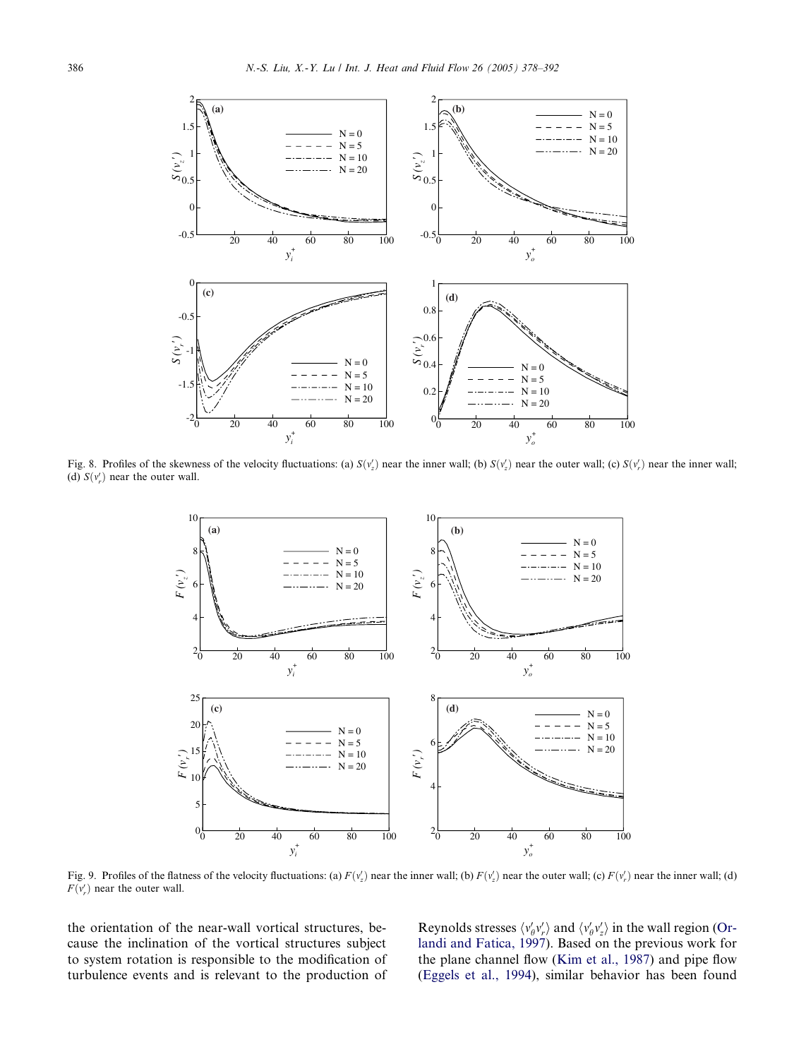Fig. 8. Profiles of the skewness of the velocity fluctuations: (a) $S(v'_z)$ near the inner wall; (b) $S(v'_z)$ near the outer wall; (c) $S(v'_r)$ near the inner wall; (d) $S(v'_r)$ near the outer wall.

Fig. 9. Profiles of the flatness of the velocity fluctuations: (a) $F(v'_z)$ near the inner wall; (b) $F(v'_z)$ near the outer wall; (c) $F(v'_r)$ near the inner wall; (d) $F(v'_r)$ near the outer wall.

the orientation of the near-wall vortical structures, because the inclination of the vortical structures subject to system rotation is responsible to the modification of turbulence events and is relevant to the production of Reynolds stresses $\langle v'_\theta v'_r \rangle$ and $\langle v'_\theta v'_z \rangle$ in the wall region (Orlandi and Fatica, 1997). Based on the previous work for the plane channel flow (Kim et al., 1987) and pipe flow (Eggels et al., 1994), similar behavior has been found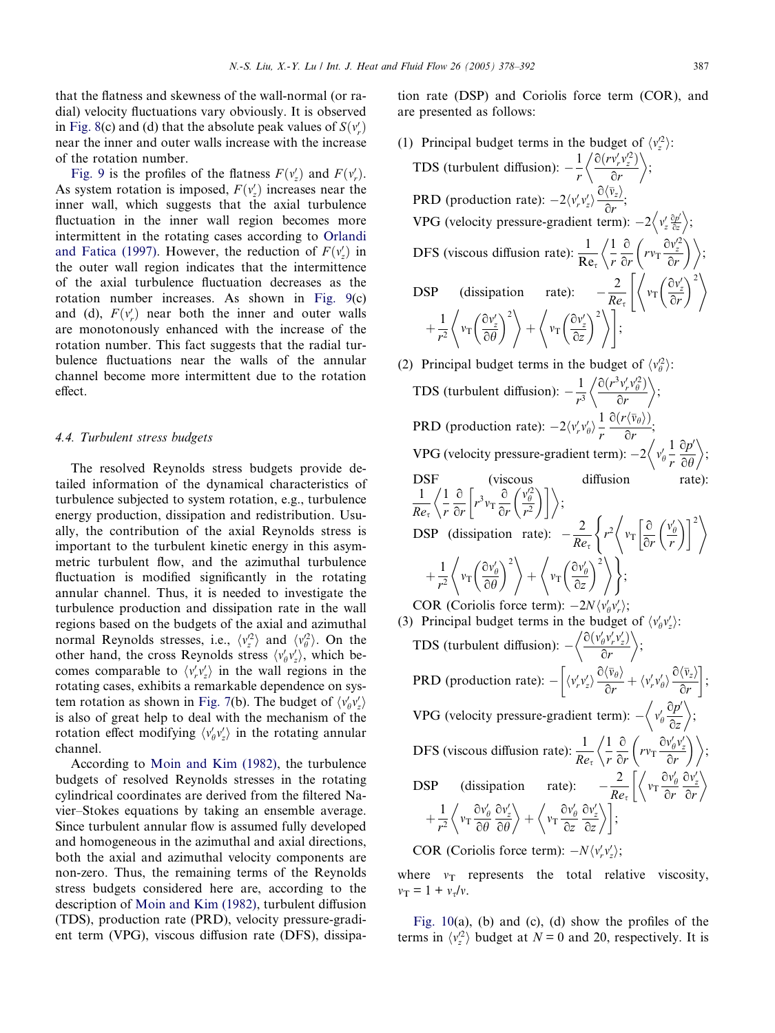that the flatness and skewness of the wall-normal (or radial) velocity fluctuations vary obviously. It is observed in Fig. 8(c) and (d) that the absolute peak values of $S(v_r')$ near the inner and outer walls increase with the increase of the rotation number.

Fig. 9 is the profiles of the flatness $F(v_z')$ and $F(v_r')$. As system rotation is imposed, $F(v_z')$ increases near the inner wall, which suggests that the axial turbulence fluctuation in the inner wall region becomes more intermittent in the rotating cases according to Orlandi and Fatica (1997). However, the reduction of $F(v_z')$ in the outer wall region indicates that the intermittence of the axial turbulence fluctuation decreases as the rotation number increases. As shown in Fig. 9(c) and (d), $F(v_r')$ near both the inner and outer walls are monotonously enhanced with the increase of the rotation number. This fact suggests that the radial turbulence fluctuations near the walls of the annular channel become more intermittent due to the rotation effect.

### 4.4. Turbulent stress budgets

The resolved Reynolds stress budgets provide detailed information of the dynamical characteristics of turbulence subjected to system rotation, e.g., turbulence energy production, dissipation and redistribution. Usually, the contribution of the axial Reynolds stress is important to the turbulent kinetic energy in this asymmetric turbulent flow, and the azimuthal turbulence fluctuation is modified significantly in the rotating annular channel. Thus, it is needed to investigate the turbulence production and dissipation rate in the wall regions based on the budgets of the axial and azimuthal normal Reynolds stresses, i.e., $\langle v_z'^2\rangle$ and $\langle v_\theta'^2\rangle$. On the other hand, the cross Reynolds stress $\langle v_\theta' v_z'\rangle$, which becomes comparable to $\langle v_r' v_z'\rangle$ in the wall regions in the rotating cases, exhibits a remarkable dependence on system rotation as shown in Fig. 7(b). The budget of $\langle v_\theta' v_z'\rangle$ is also of great help to deal with the mechanism of the rotation effect modifying $\langle v_\theta' v_z'\rangle$ in the rotating annular channel.

According to Moin and Kim (1982), the turbulence budgets of resolved Reynolds stresses in the rotating cylindrical coordinates are derived from the filtered Navier–Stokes equations by taking an ensemble average. Since turbulent annular flow is assumed fully developed and homogeneous in the azimuthal and axial directions, both the axial and azimuthal velocity components are non-zero. Thus, the remaining terms of the Reynolds stress budgets considered here are, according to the description of Moin and Kim (1982), turbulent diffusion (TDS), production rate (PRD), velocity pressure-gradient term (VPG), viscous diffusion rate (DFS), dissipation rate (DSP) and Coriolis force term (COR), and are presented as follows:

(1) Principal budget terms in the budget of $\langle v_z'^2\rangle$:

TDS (turbulent diffusion): $-\dfrac{1}{r}\left\langle \dfrac{\partial(r v_r' v_z'^2)}{\partial r}\right\rangle$;

PRD (production rate): $-2\langle v_r' v_z'\rangle \dfrac{\partial\langle \bar{v}_z\rangle}{\partial r}$;

VPG (velocity pressure-gradient term): $-2\left\langle v_z' \frac{\partial p'}{\partial z}\right\rangle$;

DFS (viscous diffusion rate): $\dfrac{1}{\mathrm{Re}_\tau}\left\langle \dfrac{1}{r}\dfrac{\partial}{\partial r}\left(r v_{\mathrm{T}} \dfrac{\partial v_z'^2}{\partial r}\right)\right\rangle$;

DSP (dissipation rate): $-\dfrac{2}{Re_\tau}\left[\left\langle v_{\mathrm{T}}\left(\dfrac{\partial v_z'}{\partial r}\right)^2\right\rangle + \dfrac{1}{r^2}\left\langle v_{\mathrm{T}}\left(\dfrac{\partial v_z'}{\partial \theta}\right)^2\right\rangle + \left\langle v_{\mathrm{T}}\left(\dfrac{\partial v_z'}{\partial z}\right)^2\right\rangle\right]$;

(2) Principal budget terms in the budget of $\langle v_\theta'^2\rangle$:

TDS (turbulent diffusion): $-\dfrac{1}{r^3}\left\langle \dfrac{\partial(r^3 v_r' v_\theta'^2)}{\partial r}\right\rangle$;

PRD (production rate): $-2\langle v_r' v_\theta'\rangle \dfrac{1}{r}\dfrac{\partial(r\langle \bar{v}_\theta\rangle)}{\partial r}$;

VPG (velocity pressure-gradient term): $-2\left\langle v_\theta' \dfrac{1}{r}\dfrac{\partial p'}{\partial \theta}\right\rangle$;

DSF (viscous diffusion rate): $\dfrac{1}{Re_\tau}\left\langle \dfrac{1}{r}\dfrac{\partial}{\partial r}\left[r^3 v_{\mathrm{T}} \dfrac{\partial}{\partial r}\left(\dfrac{v_\theta'^2}{r^2}\right)\right]\right\rangle$;

DSP (dissipation rate): $-\dfrac{2}{Re_\tau}\left\{r^2\left\langle v_{\mathrm{T}}\left[\dfrac{\partial}{\partial r}\left(\dfrac{v_\theta'}{r}\right)\right]^2\right\rangle + \dfrac{1}{r^2}\left\langle v_{\mathrm{T}}\left(\dfrac{\partial v_\theta'}{\partial \theta}\right)^2\right\rangle + \left\langle v_{\mathrm{T}}\left(\dfrac{\partial v_\theta'}{\partial z}\right)^2\right\rangle\right\}$;

COR (Coriolis force term): $-2N\langle v_\theta' v_r'\rangle$;

(3) Principal budget terms in the budget of $\langle v_\theta' v_z'\rangle$:

TDS (turbulent diffusion): $-\left\langle \dfrac{\partial(v_\theta' v_r' v_z')}{\partial r}\right\rangle$;

PRD (production rate): $-\left[\langle v_r' v_z'\rangle \dfrac{\partial\langle \bar{v}_\theta\rangle}{\partial r} + \langle v_r' v_\theta'\rangle \dfrac{\partial\langle \bar{v}_z\rangle}{\partial r}\right]$;

VPG (velocity pressure-gradient term): $-\left\langle v_\theta' \dfrac{\partial p'}{\partial z}\right\rangle$;

DFS (viscous diffusion rate): $\dfrac{1}{Re_\tau}\left\langle \dfrac{1}{r}\dfrac{\partial}{\partial r}\left(r v_{\mathrm{T}} \dfrac{\partial v_\theta' v_z'}{\partial r}\right)\right\rangle$;

DSP (dissipation rate): $-\dfrac{2}{Re_\tau}\left[\left\langle v_{\mathrm{T}} \dfrac{\partial v_\theta'}{\partial r}\dfrac{\partial v_z'}{\partial r}\right\rangle + \dfrac{1}{r^2}\left\langle v_{\mathrm{T}} \dfrac{\partial v_\theta'}{\partial \theta}\dfrac{\partial v_z'}{\partial \theta}\right\rangle + \left\langle v_{\mathrm{T}} \dfrac{\partial v_\theta'}{\partial z}\dfrac{\partial v_z'}{\partial z}\right\rangle\right]$;

COR (Coriolis force term): $-N\langle v_r' v_z'\rangle$;

where $v_{\mathrm{T}}$ represents the total relative viscosity, $v_{\mathrm{T}} = 1 + v_\tau/v$.

Fig. 10(a), (b) and (c), (d) show the profiles of the terms in $\langle v_z'^2\rangle$ budget at $N = 0$ and 20, respectively. It is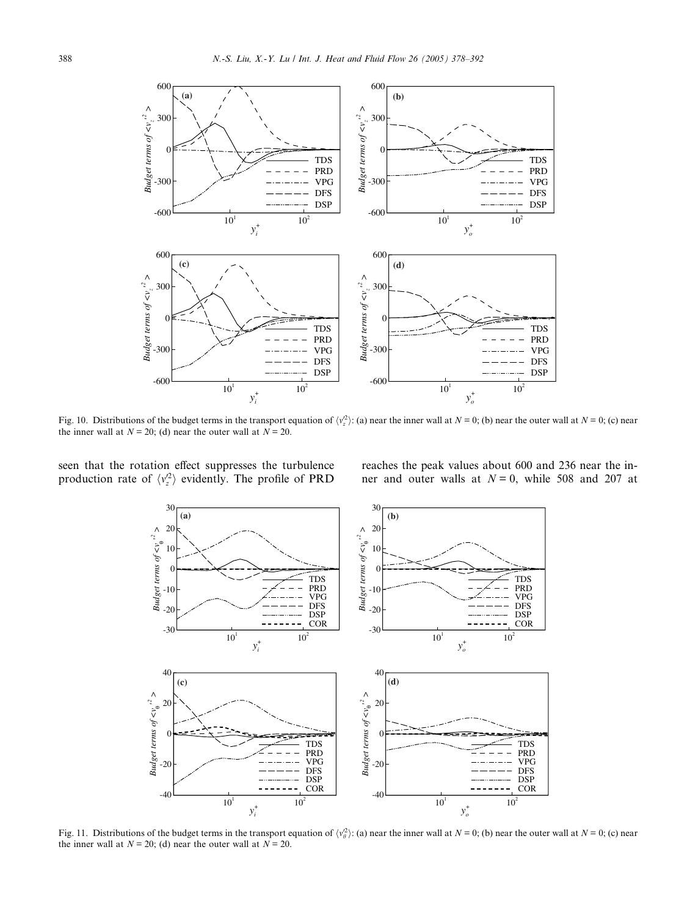Fig. 10. Distributions of the budget terms in the transport equation of $\langle v_z'^2 \rangle$: (a) near the inner wall at $N = 0$; (b) near the outer wall at $N = 0$; (c) near the inner wall at $N = 20$; (d) near the outer wall at $N = 20$.

seen that the rotation effect suppresses the turbulence production rate of $\langle v_z'^2 \rangle$ evidently. The profile of PRD reaches the peak values about 600 and 236 near the inner and outer walls at $N = 0$, while 508 and 207 at

Fig. 11. Distributions of the budget terms in the transport equation of $\langle v_\theta'^2 \rangle$: (a) near the inner wall at $N = 0$; (b) near the outer wall at $N = 0$; (c) near the inner wall at $N = 20$; (d) near the outer wall at $N = 20$.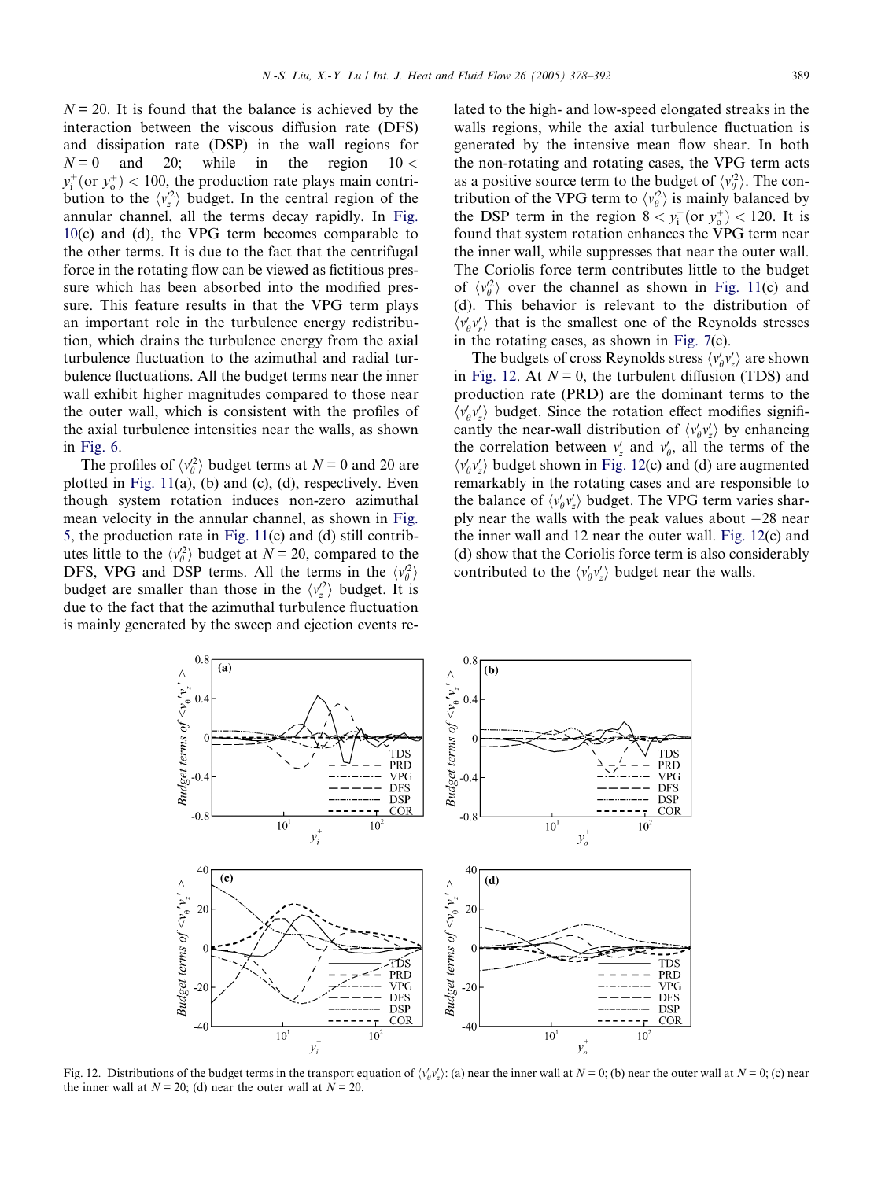$N = 20$. It is found that the balance is achieved by the interaction between the viscous diffusion rate (DFS) and dissipation rate (DSP) in the wall regions for $N = 0$ and 20; while in the region $10 < y_i^+ (\text{or } y_o^+) < 100$, the production rate plays main contribution to the $\langle v_z'^2 \rangle$ budget. In the central region of the annular channel, all the terms decay rapidly. In Fig. 10(c) and (d), the VPG term becomes comparable to the other terms. It is due to the fact that the centrifugal force in the rotating flow can be viewed as fictitious pressure which has been absorbed into the modified pressure. This feature results in that the VPG term plays an important role in the turbulence energy redistribution, which drains the turbulence energy from the axial turbulence fluctuation to the azimuthal and radial turbulence fluctuations. All the budget terms near the inner wall exhibit higher magnitudes compared to those near the outer wall, which is consistent with the profiles of the axial turbulence intensities near the walls, as shown in Fig. 6.

The profiles of $\langle v_\theta'^2 \rangle$ budget terms at $N = 0$ and 20 are plotted in Fig. 11(a), (b) and (c), (d), respectively. Even though system rotation induces non-zero azimuthal mean velocity in the annular channel, as shown in Fig. 5, the production rate in Fig. 11(c) and (d) still contributes little to the $\langle v_\theta'^2 \rangle$ budget at $N = 20$, compared to the DFS, VPG and DSP terms. All the terms in the $\langle v_\theta'^2 \rangle$ budget are smaller than those in the $\langle v_z'^2 \rangle$ budget. It is due to the fact that the azimuthal turbulence fluctuation is mainly generated by the sweep and ejection events related to the high- and low-speed elongated streaks in the walls regions, while the axial turbulence fluctuation is generated by the intensive mean flow shear. In both the non-rotating and rotating cases, the VPG term acts as a positive source term to the budget of $\langle v_\theta'^2 \rangle$. The contribution of the VPG term to $\langle v_\theta'^2 \rangle$ is mainly balanced by the DSP term in the region $8 < y_i^+ (\text{or } y_o^+) < 120$. It is found that system rotation enhances the VPG term near the inner wall, while suppresses that near the outer wall. The Coriolis force term contributes little to the budget of $\langle v_\theta'^2 \rangle$ over the channel as shown in Fig. 11(c) and (d). This behavior is relevant to the distribution of $\langle v_\theta' v_r' \rangle$ that is the smallest one of the Reynolds stresses in the rotating cases, as shown in Fig. 7(c).

The budgets of cross Reynolds stress $\langle v_\theta' v_z' \rangle$ are shown in Fig. 12. At $N = 0$, the turbulent diffusion (TDS) and production rate (PRD) are the dominant terms to the $\langle v_\theta' v_z' \rangle$ budget. Since the rotation effect modifies significantly the near-wall distribution of $\langle v_\theta' v_z' \rangle$ by enhancing the correlation between $v_z'$ and $v_\theta'$, all the terms of the $\langle v_\theta' v_z' \rangle$ budget shown in Fig. 12(c) and (d) are augmented remarkably in the rotating cases and are responsible to the balance of $\langle v_\theta' v_z' \rangle$ budget. The VPG term varies sharply near the walls with the peak values about $-28$ near the inner wall and 12 near the outer wall. Fig. 12(c) and (d) show that the Coriolis force term is also considerably contributed to the $\langle v_\theta' v_z' \rangle$ budget near the walls.

Fig. 12. Distributions of the budget terms in the transport equation of $\langle v_\theta' v_z' \rangle$: (a) near the inner wall at $N = 0$; (b) near the outer wall at $N = 0$; (c) near the inner wall at $N = 20$; (d) near the outer wall at $N = 20$.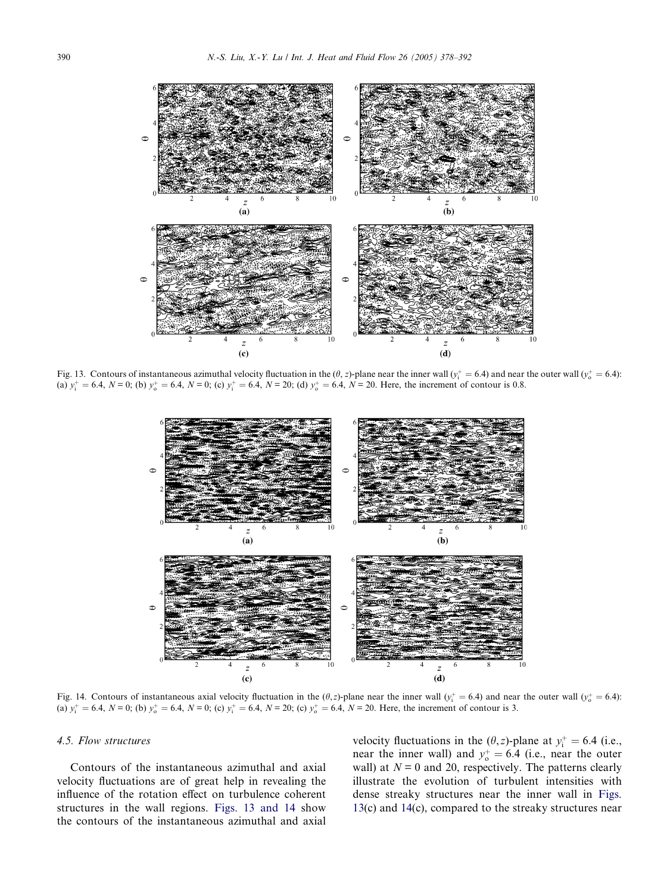Fig. 13. Contours of instantaneous azimuthal velocity fluctuation in the $(\theta, z)$-plane near the inner wall ($y_i^+ = 6.4$) and near the outer wall ($y_o^+ = 6.4$): (a) $y_i^+ = 6.4$, $N = 0$; (b) $y_o^+ = 6.4$, $N = 0$; (c) $y_i^+ = 6.4$, $N = 20$; (d) $y_o^+ = 6.4$, $N = 20$. Here, the increment of contour is 0.8.

Fig. 14. Contours of instantaneous axial velocity fluctuation in the $(\theta, z)$-plane near the inner wall ($y_i^+ = 6.4$) and near the outer wall ($y_o^+ = 6.4$): (a) $y_i^+ = 6.4$, $N = 0$; (b) $y_o^+ = 6.4$, $N = 0$; (c) $y_i^+ = 6.4$, $N = 20$; (c) $y_o^+ = 6.4$, $N = 20$. Here, the increment of contour is 3.

### 4.5. Flow structures

Contours of the instantaneous azimuthal and axial velocity fluctuations are of great help in revealing the influence of the rotation effect on turbulence coherent structures in the wall regions. Figs. 13 and 14 show the contours of the instantaneous azimuthal and axial velocity fluctuations in the $(\theta, z)$-plane at $y_i^+ = 6.4$ (i.e., near the inner wall) and $y_o^+ = 6.4$ (i.e., near the outer wall) at $N = 0$ and 20, respectively. The patterns clearly illustrate the evolution of turbulent intensities with dense streaky structures near the inner wall in Figs. 13(c) and 14(c), compared to the streaky structures near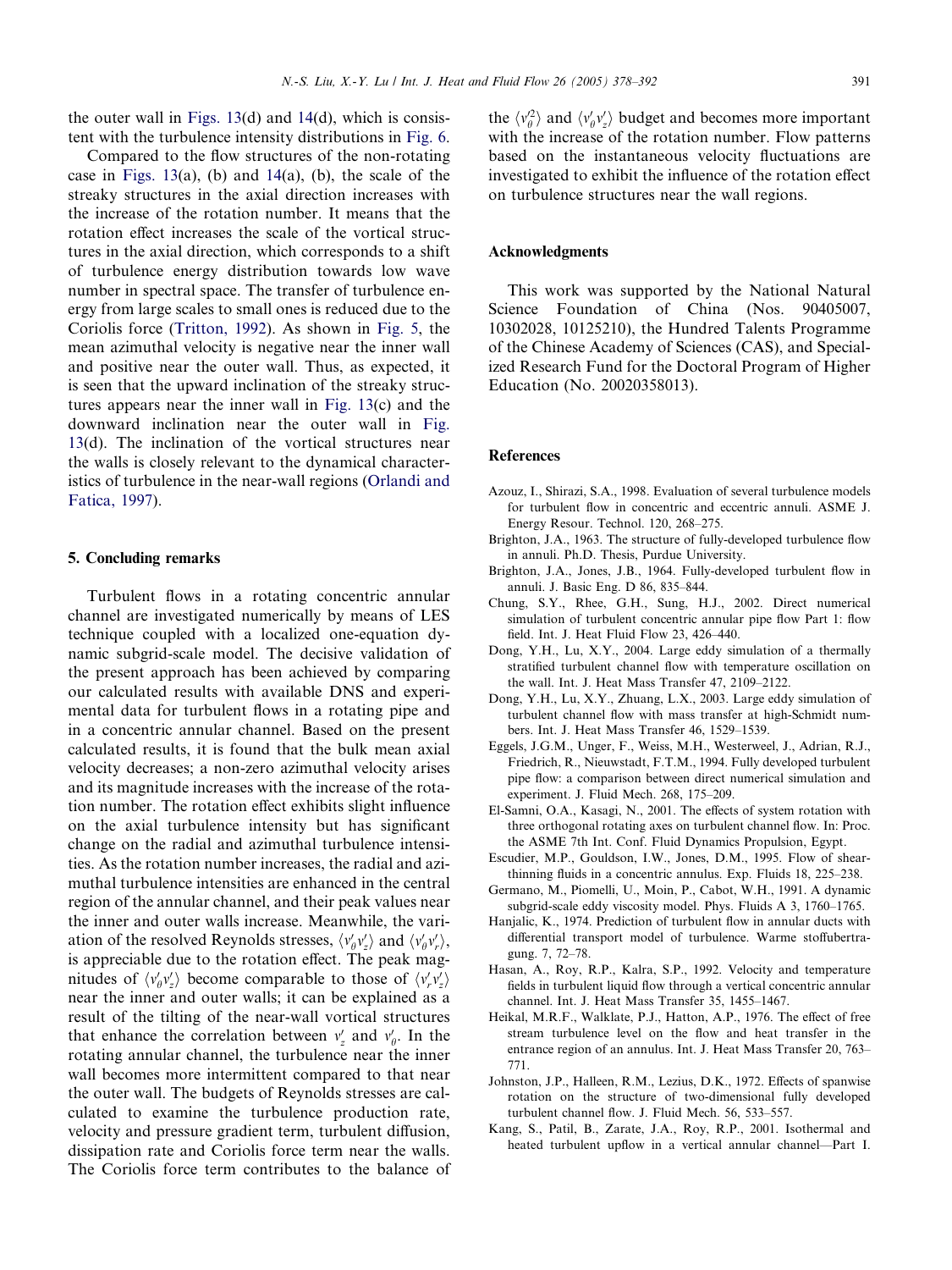the outer wall in Figs. 13(d) and 14(d), which is consistent with the turbulence intensity distributions in Fig. 6.

Compared to the flow structures of the non-rotating case in Figs. 13(a), (b) and 14(a), (b), the scale of the streaky structures in the axial direction increases with the increase of the rotation number. It means that the rotation effect increases the scale of the vortical structures in the axial direction, which corresponds to a shift of turbulence energy distribution towards low wave number in spectral space. The transfer of turbulence energy from large scales to small ones is reduced due to the Coriolis force (Tritton, 1992). As shown in Fig. 5, the mean azimuthal velocity is negative near the inner wall and positive near the outer wall. Thus, as expected, it is seen that the upward inclination of the streaky structures appears near the inner wall in Fig. 13(c) and the downward inclination near the outer wall in Fig. 13(d). The inclination of the vortical structures near the walls is closely relevant to the dynamical characteristics of turbulence in the near-wall regions (Orlandi and Fatica, 1997).

## 5. Concluding remarks

Turbulent flows in a rotating concentric annular channel are investigated numerically by means of LES technique coupled with a localized one-equation dynamic subgrid-scale model. The decisive validation of the present approach has been achieved by comparing our calculated results with available DNS and experimental data for turbulent flows in a rotating pipe and in a concentric annular channel. Based on the present calculated results, it is found that the bulk mean axial velocity decreases; a non-zero azimuthal velocity arises and its magnitude increases with the increase of the rotation number. The rotation effect exhibits slight influence on the axial turbulence intensity but has significant change on the radial and azimuthal turbulence intensities. As the rotation number increases, the radial and azimuthal turbulence intensities are enhanced in the central region of the annular channel, and their peak values near the inner and outer walls increase. Meanwhile, the variation of the resolved Reynolds stresses, $\langle v'_\theta v'_z \rangle$ and $\langle v'_\theta v'_r \rangle$, is appreciable due to the rotation effect. The peak magnitudes of $\langle v'_\theta v'_z \rangle$ become comparable to those of $\langle v'_r v'_z \rangle$ near the inner and outer walls; it can be explained as a result of the tilting of the near-wall vortical structures that enhance the correlation between $v'_z$ and $v'_\theta$. In the rotating annular channel, the turbulence near the inner wall becomes more intermittent compared to that near the outer wall. The budgets of Reynolds stresses are calculated to examine the turbulence production rate, velocity and pressure gradient term, turbulent diffusion, dissipation rate and Coriolis force term near the walls. The Coriolis force term contributes to the balance of the $\langle v'^2_\theta \rangle$ and $\langle v'_\theta v'_z \rangle$ budget and becomes more important with the increase of the rotation number. Flow patterns based on the instantaneous velocity fluctuations are investigated to exhibit the influence of the rotation effect on turbulence structures near the wall regions.

## Acknowledgments

This work was supported by the National Natural Science Foundation of China (Nos. 90405007, 10302028, 10125210), the Hundred Talents Programme of the Chinese Academy of Sciences (CAS), and Specialized Research Fund for the Doctoral Program of Higher Education (No. 20020358013).

## References

Azouz, I., Shirazi, S.A., 1998. Evaluation of several turbulence models for turbulent flow in concentric and eccentric annuli. ASME J. Energy Resour. Technol. 120, 268–275.

Brighton, J.A., 1963. The structure of fully-developed turbulence flow in annuli. Ph.D. Thesis, Purdue University.

Brighton, J.A., Jones, J.B., 1964. Fully-developed turbulent flow in annuli. J. Basic Eng. D 86, 835–844.

Chung, S.Y., Rhee, G.H., Sung, H.J., 2002. Direct numerical simulation of turbulent concentric annular pipe flow Part 1: flow field. Int. J. Heat Fluid Flow 23, 426–440.

Dong, Y.H., Lu, X.Y., 2004. Large eddy simulation of a thermally stratified turbulent channel flow with temperature oscillation on the wall. Int. J. Heat Mass Transfer 47, 2109–2122.

Dong, Y.H., Lu, X.Y., Zhuang, L.X., 2003. Large eddy simulation of turbulent channel flow with mass transfer at high-Schmidt numbers. Int. J. Heat Mass Transfer 46, 1529–1539.

Eggels, J.G.M., Unger, F., Weiss, M.H., Westerweel, J., Adrian, R.J., Friedrich, R., Nieuwstadt, F.T.M., 1994. Fully developed turbulent pipe flow: a comparison between direct numerical simulation and experiment. J. Fluid Mech. 268, 175–209.

El-Samni, O.A., Kasagi, N., 2001. The effects of system rotation with three orthogonal rotating axes on turbulent channel flow. In: Proc. the ASME 7th Int. Conf. Fluid Dynamics Propulsion, Egypt.

Escudier, M.P., Gouldson, I.W., Jones, D.M., 1995. Flow of shear-thinning fluids in a concentric annulus. Exp. Fluids 18, 225–238.

Germano, M., Piomelli, U., Moin, P., Cabot, W.H., 1991. A dynamic subgrid-scale eddy viscosity model. Phys. Fluids A 3, 1760–1765.

Hanjalic, K., 1974. Prediction of turbulent flow in annular ducts with differential transport model of turbulence. Warme stoffubertragung. 7, 72–78.

Hasan, A., Roy, R.P., Kalra, S.P., 1992. Velocity and temperature fields in turbulent liquid flow through a vertical concentric annular channel. Int. J. Heat Mass Transfer 35, 1455–1467.

Heikal, M.R.F., Walklate, P.J., Hatton, A.P., 1976. The effect of free stream turbulence level on the flow and heat transfer in the entrance region of an annulus. Int. J. Heat Mass Transfer 20, 763–771.

Johnston, J.P., Halleen, R.M., Lezius, D.K., 1972. Effects of spanwise rotation on the structure of two-dimensional fully developed turbulent channel flow. J. Fluid Mech. 56, 533–557.

Kang, S., Patil, B., Zarate, J.A., Roy, R.P., 2001. Isothermal and heated turbulent upflow in a vertical annular channel—Part I.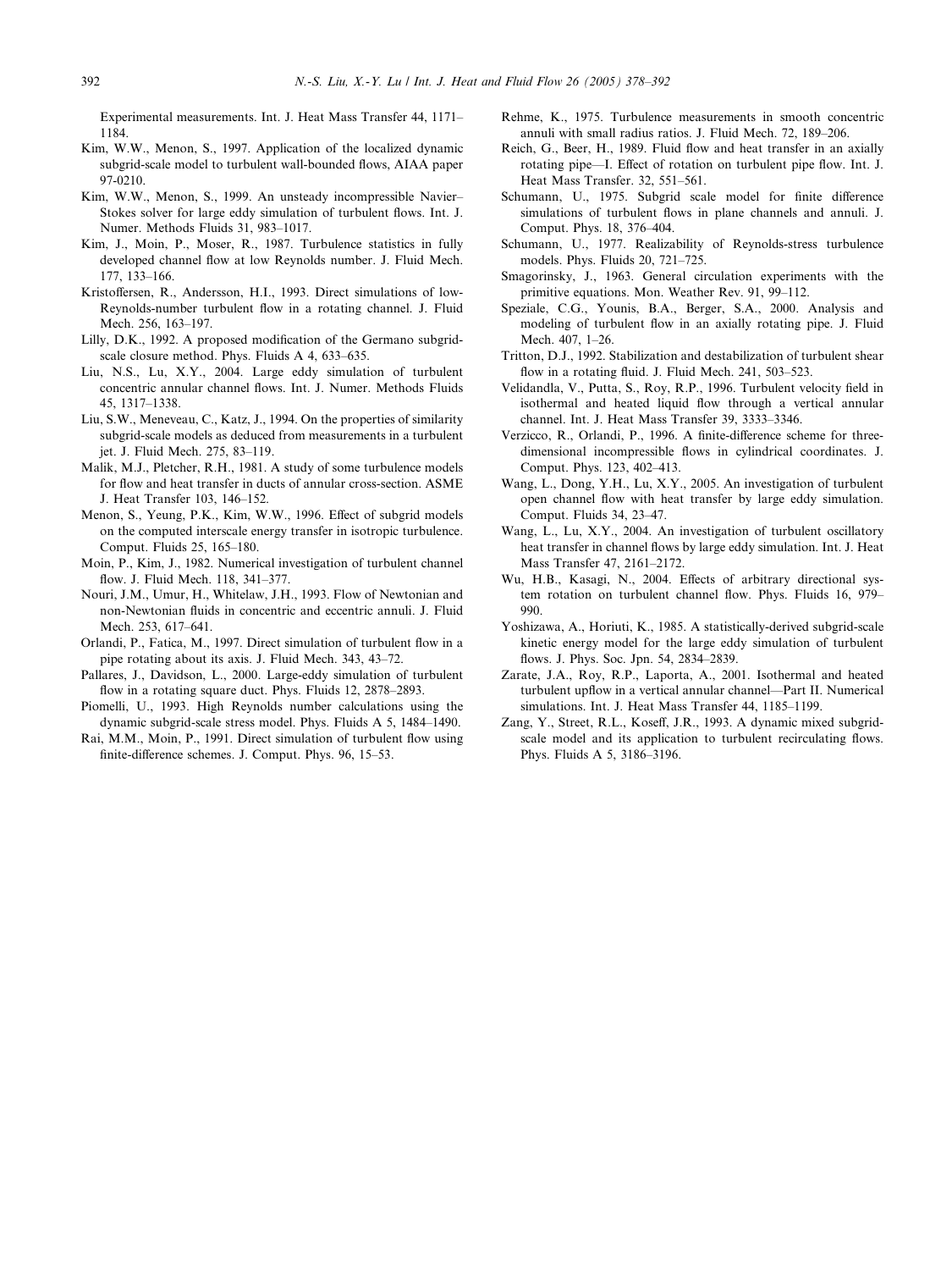Experimental measurements. Int. J. Heat Mass Transfer 44, 1171–1184.

Kim, W.W., Menon, S., 1997. Application of the localized dynamic subgrid-scale model to turbulent wall-bounded flows, AIAA paper 97-0210.

Kim, W.W., Menon, S., 1999. An unsteady incompressible Navier–Stokes solver for large eddy simulation of turbulent flows. Int. J. Numer. Methods Fluids 31, 983–1017.

Kim, J., Moin, P., Moser, R., 1987. Turbulence statistics in fully developed channel flow at low Reynolds number. J. Fluid Mech. 177, 133–166.

Kristoffersen, R., Andersson, H.I., 1993. Direct simulations of low-Reynolds-number turbulent flow in a rotating channel. J. Fluid Mech. 256, 163–197.

Lilly, D.K., 1992. A proposed modification of the Germano subgrid-scale closure method. Phys. Fluids A 4, 633–635.

Liu, N.S., Lu, X.Y., 2004. Large eddy simulation of turbulent concentric annular channel flows. Int. J. Numer. Methods Fluids 45, 1317–1338.

Liu, S.W., Meneveau, C., Katz, J., 1994. On the properties of similarity subgrid-scale models as deduced from measurements in a turbulent jet. J. Fluid Mech. 275, 83–119.

Malik, M.J., Pletcher, R.H., 1981. A study of some turbulence models for flow and heat transfer in ducts of annular cross-section. ASME J. Heat Transfer 103, 146–152.

Menon, S., Yeung, P.K., Kim, W.W., 1996. Effect of subgrid models on the computed interscale energy transfer in isotropic turbulence. Comput. Fluids 25, 165–180.

Moin, P., Kim, J., 1982. Numerical investigation of turbulent channel flow. J. Fluid Mech. 118, 341–377.

Nouri, J.M., Umur, H., Whitelaw, J.H., 1993. Flow of Newtonian and non-Newtonian fluids in concentric and eccentric annuli. J. Fluid Mech. 253, 617–641.

Orlandi, P., Fatica, M., 1997. Direct simulation of turbulent flow in a pipe rotating about its axis. J. Fluid Mech. 343, 43–72.

Pallares, J., Davidson, L., 2000. Large-eddy simulation of turbulent flow in a rotating square duct. Phys. Fluids 12, 2878–2893.

Piomelli, U., 1993. High Reynolds number calculations using the dynamic subgrid-scale stress model. Phys. Fluids A 5, 1484–1490.

Rai, M.M., Moin, P., 1991. Direct simulation of turbulent flow using finite-difference schemes. J. Comput. Phys. 96, 15–53.

Rehme, K., 1975. Turbulence measurements in smooth concentric annuli with small radius ratios. J. Fluid Mech. 72, 189–206.

Reich, G., Beer, H., 1989. Fluid flow and heat transfer in an axially rotating pipe—I. Effect of rotation on turbulent pipe flow. Int. J. Heat Mass Transfer. 32, 551–561.

Schumann, U., 1975. Subgrid scale model for finite difference simulations of turbulent flows in plane channels and annuli. J. Comput. Phys. 18, 376–404.

Schumann, U., 1977. Realizability of Reynolds-stress turbulence models. Phys. Fluids 20, 721–725.

Smagorinsky, J., 1963. General circulation experiments with the primitive equations. Mon. Weather Rev. 91, 99–112.

Speziale, C.G., Younis, B.A., Berger, S.A., 2000. Analysis and modeling of turbulent flow in an axially rotating pipe. J. Fluid Mech. 407, 1–26.

Tritton, D.J., 1992. Stabilization and destabilization of turbulent shear flow in a rotating fluid. J. Fluid Mech. 241, 503–523.

Velidandla, V., Putta, S., Roy, R.P., 1996. Turbulent velocity field in isothermal and heated liquid flow through a vertical annular channel. Int. J. Heat Mass Transfer 39, 3333–3346.

Verzicco, R., Orlandi, P., 1996. A finite-difference scheme for three-dimensional incompressible flows in cylindrical coordinates. J. Comput. Phys. 123, 402–413.

Wang, L., Dong, Y.H., Lu, X.Y., 2005. An investigation of turbulent open channel flow with heat transfer by large eddy simulation. Comput. Fluids 34, 23–47.

Wang, L., Lu, X.Y., 2004. An investigation of turbulent oscillatory heat transfer in channel flows by large eddy simulation. Int. J. Heat Mass Transfer 47, 2161–2172.

Wu, H.B., Kasagi, N., 2004. Effects of arbitrary directional system rotation on turbulent channel flow. Phys. Fluids 16, 979–990.

Yoshizawa, A., Horiuti, K., 1985. A statistically-derived subgrid-scale kinetic energy model for the large eddy simulation of turbulent flows. J. Phys. Soc. Jpn. 54, 2834–2839.

Zarate, J.A., Roy, R.P., Laporta, A., 2001. Isothermal and heated turbulent upflow in a vertical annular channel—Part II. Numerical simulations. Int. J. Heat Mass Transfer 44, 1185–1199.

Zang, Y., Street, R.L., Koseff, J.R., 1993. A dynamic mixed subgrid-scale model and its application to turbulent recirculating flows. Phys. Fluids A 5, 3186–3196.